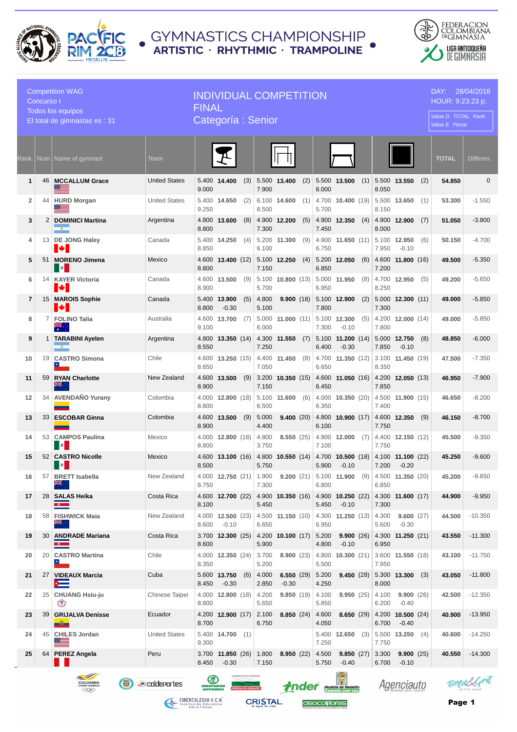# GYMNASTICS CHAMPIONSHIP

**ARTISTIC · RHYTHMIC · TRAMPOLINE**

Pacific Rim 2018 — Medellín

FEDERACION COLOMBIANA DE GIMNASIA — LIGA ANTIOQUEÑA DE GIMNASIA

Competition WAG
Concurso I
Todos los equipos
El total de gimnastas es : 31

## INDIVIDUAL COMPETITION
## FINAL
## Categoría : Senior

DAY: 28/04/2018
HOUR: 9:23:23 p.

*Value D TOTAL Rank.*
*Value E Penal.*

| Rank. | Num. | Name of gymnast | Team | Vault | Uneven Bars | Beam | Floor | TOTAL | Differen. |
|---|---|---|---|---|---|---|---|---|---|
| 1 | 46 | **MCCALLUM Grace** | United States | 5.400 **14.400** (3) 9.000 | 5.500 **13.400** (2) 7.900 | 5.500 **13.500** (1) 8.000 | 5.500 **13.550** (2) 8.050 | **54.850** | 0 |
| 2 | 44 | **HURD Morgan** | United States | 5.400 **14.650** (2) 9.250 | 6.100 **14.600** (1) 8.500 | 4.700 **10.400** (19) 5.700 | 5.500 **13.650** (1) 8.150 | **53.300** | -1.550 |
| 3 | 2 | **DOMINICI Martina** | Argentina | 4.800 **13.600** (8) 8.800 | 4.900 **12.200** (5) 7.300 | 4.900 **12.350** (4) 7.450 | 4.900 **12.900** (7) 8.000 | **51.050** | -3.800 |
| 4 | 13 | **DE JONG Haley** | Canada | 5.400 **14.250** (4) 8.850 | 5.200 **11.300** (9) 6.100 | 4.900 **11.650** (11) 6.750 | 5.100 **12.950** (6) 7.950 -0.10 | **50.150** | -4.700 |
| 5 | 51 | **MORENO Jimena** | Mexico | 4.600 **13.400** (12) 8.800 | 5.100 **12.250** (4) 7.150 | 5.200 **12.050** (6) 6.850 | 4.600 **11.800** (16) 7.200 | **49.500** | -5.350 |
| 6 | 14 | **KAYER Victoria** | Canada | 4.600 **13.500** (9) 8.900 | 5.100 **10.800** (13) 5.700 | 5.000 **11.950** (8) 6.950 | 4.700 **12.950** (5) 8.250 | **49.200** | -5.650 |
| 7 | 15 | **MAROIS Sophie** | Canada | 5.400 **13.900** (5) 8.800 -0.30 | 4.800 **9.900** (18) 5.100 | 5.100 **12.900** (2) 7.800 | 5.000 **12.300** (11) 7.300 | **49.000** | -5.850 |
| 8 | 7 | **FOLINO Talia** | Australia | 4.600 **13.700** (7) 9.100 | 5.000 **11.000** (11) 6.000 | 5.100 **12.300** (5) 7.300 -0.10 | 4.200 **12.000** (14) 7.800 | **49.000** | -5.850 |
| 9 | 1 | **TARABINI Ayelen** | Argentina | 4.800 **13.350** (14) 8.550 | 4.300 **11.550** (7) 7.250 | 5.100 **11.200** (14) 6.400 -0.30 | 5.000 **12.750** (8) 7.850 -0.10 | **48.850** | -6.000 |
| 10 | 19 | **CASTRO Simona** | Chile | 4.600 **13.250** (15) 8.650 | 4.400 **11.450** (8) 7.050 | 4.700 **11.350** (12) 6.650 | 3.100 **11.450** (19) 8.350 | **47.500** | -7.350 |
| 11 | 59 | **RYAN Charlotte** | New Zealand | 4.600 **13.500** (9) 8.900 | 3.200 **10.350** (15) 7.150 | 4.600 **11.050** (16) 6.450 | 4.200 **12.050** (13) 7.850 | **46.950** | -7.900 |
| 12 | 34 | **AVENDAÑO Yurany** | Colombia | 4.000 **12.800** (18) 8.800 | 5.100 **11.600** (6) 6.500 | 4.000 **10.350** (20) 6.350 | 4.500 **11.900** (15) 7.400 | **46.650** | -8.200 |
| 13 | 33 | **ESCOBAR Ginna** | Colombia | 4.600 **13.500** (9) 8.900 | 5.000 **9.400** (20) 4.400 | 4.800 **10.900** (17) 6.100 | 4.600 **12.350** (9) 7.750 | **46.150** | -8.700 |
| 14 | 53 | **CAMPOS Paulina** | Mexico | 4.000 **12.800** (18) 8.800 | 4.800 **8.550** (25) 3.750 | 4.900 **12.000** (7) 7.100 | 4.400 **12.150** (12) 7.750 | **45.500** | -9.350 |
| 15 | 52 | **CASTRO Nicolle** | Mexico | 4.600 **13.100** (16) 8.500 | 4.800 **10.550** (14) 5.750 | 4.700 **10.500** (18) 5.900 -0.10 | 4.100 **11.100** (22) 7.200 -0.20 | **45.250** | -9.600 |
| 16 | 57 | **BRETT Isabella** | New Zealand | 4.000 **12.750** (21) 8.750 | 1.900 **9.200** (21) 7.300 | 5.100 **11.900** (9) 6.800 | 4.500 **11.350** (20) 6.850 | **45.200** | -9.650 |
| 17 | 28 | **SALAS Heika** | Costa Rica | 4.600 **12.700** (22) 8.100 | 4.900 **10.350** (16) 5.450 | 4.900 **10.250** (22) 5.450 -0.10 | 4.300 **11.600** (17) 7.300 | **44.900** | -9.950 |
| 18 | 58 | **FISHWICK Maia** | New Zealand | 4.000 **12.500** (23) 8.600 -0.10 | 4.500 **11.150** (10) 6.650 | 4.300 **11.250** (13) 6.950 | 4.300 **9.600** (27) 5.600 -0.30 | **44.500** | -10.350 |
| 19 | 30 | **ANDRADE Mariana** | Costa Rica | 3.700 **12.300** (25) 8.600 | 4.200 **10.100** (17) 5.900 | 5.200 **9.900** (26) 4.800 -0.10 | 4.300 **11.250** (21) 6.950 | **43.550** | -11.300 |
| 20 | 20 | **CASTRO Martina** | Chile | 4.000 **12.350** (24) 8.350 | 3.700 **8.900** (23) 5.200 | 4.800 **10.300** (21) 5.500 | 3.600 **11.550** (18) 7.950 | **43.100** | -11.750 |
| 21 | 27 | **VIDEAUX Marcia** | Cuba | 5.600 **13.750** (6) 8.450 -0.30 | 4.000 **6.550** (29) 2.850 -0.30 | 5.200 **9.450** (28) 4.250 | 5.300 **13.300** (3) 8.000 | **43.050** | -11.800 |
| 22 | 25 | **CHUANG Hsiu-ju** | Chinese Taipei | 4.000 **12.800** (18) 8.800 | 4.200 **9.850** (19) 5.650 | 4.100 **9.950** (25) 5.850 | 4.100 **9.900** (26) 6.200 -0.40 | **42.500** | -12.350 |
| 23 | 39 | **GRIJALVA Denisse** | Ecuador | 4.200 **12.900** (17) 8.700 | 2.100 **8.850** (24) 6.750 | 4.600 **8.650** (29) 4.050 | 4.200 **10.500** (24) 6.700 -0.40 | **40.900** | -13.950 |
| 24 | 45 | **CHILES Jordan** | United States | 5.400 **14.700** (1) 9.300 | | 5.400 **12.650** (3) 7.250 | 5.500 **13.250** (4) 7.750 | **40.600** | -14.250 |
| 25 | 64 | **PEREZ Angela** | Peru | 3.700 **11.850** (26) 8.450 -0.30 | 1.800 **8.950** (22) 7.150 | 4.500 **9.850** (27) 5.750 -0.40 | 3.300 **9.900** (25) 6.700 -0.10 | **40.550** | -14.300 |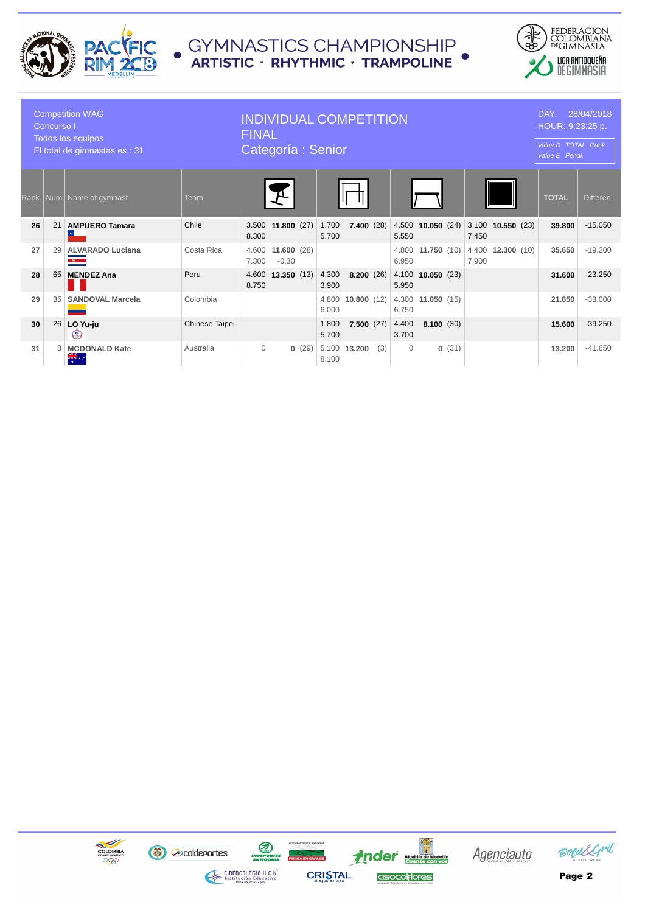# GYMNASTICS CHAMPIONSHIP

**ARTISTIC · RHYTHMIC · TRAMPOLINE**

Competition WAG
Concurso I
Todos los equipos
El total de gimnastas es : 31

## INDIVIDUAL COMPETITION
## FINAL
## Categoría : Senior

DAY: 28/04/2018
HOUR: 9:23:25 p.

*Value D TOTAL Rank.*
*Value E Penal.*

| Rank. | Num. | Name of gymnast | Team | Vault | | | Uneven Bars | | | Beam | | | Floor | | | TOTAL | Differen. |
|---|---|---|---|---|---|---|---|---|---|---|---|---|---|---|---|---|---|
| **26** | 21 | **AMPUERO Tamara** | Chile | 3.500 / 8.300 | **11.800** | (27) | 1.700 / 5.700 | **7.400** | (28) | 4.500 / 5.550 | **10.050** | (24) | 3.100 / 7.450 | **10.550** | (23) | **39.800** | -15.050 |
| **27** | 29 | **ALVARADO Luciana** | Costa Rica | 4.600 / 7.300 | **11.600** / -0.30 | (28) | | | | 4.800 / 6.950 | **11.750** | (10) | 4.400 / 7.900 | **12.300** | (10) | **35.650** | -19.200 |
| **28** | 65 | **MENDEZ Ana** | Peru | 4.600 / 8.750 | **13.350** | (13) | 4.300 / 3.900 | **8.200** | (26) | 4.100 / 5.950 | **10.050** | (23) | | | | **31.600** | -23.250 |
| **29** | 35 | **SANDOVAL Marcela** | Colombia | | | | 4.800 / 6.000 | **10.800** | (12) | 4.300 / 6.750 | **11.050** | (15) | | | | **21.850** | -33.000 |
| **30** | 26 | **LO Yu-ju** | Chinese Taipei | | | | 1.800 / 5.700 | **7.500** | (27) | 4.400 / 3.700 | **8.100** | (30) | | | | **15.600** | -39.250 |
| **31** | 8 | **MCDONALD Kate** | Australia | 0 | **0** | (29) | 5.100 / 8.100 | **13.200** | (3) | 0 | **0** | (31) | | | | **13.200** | -41.650 |